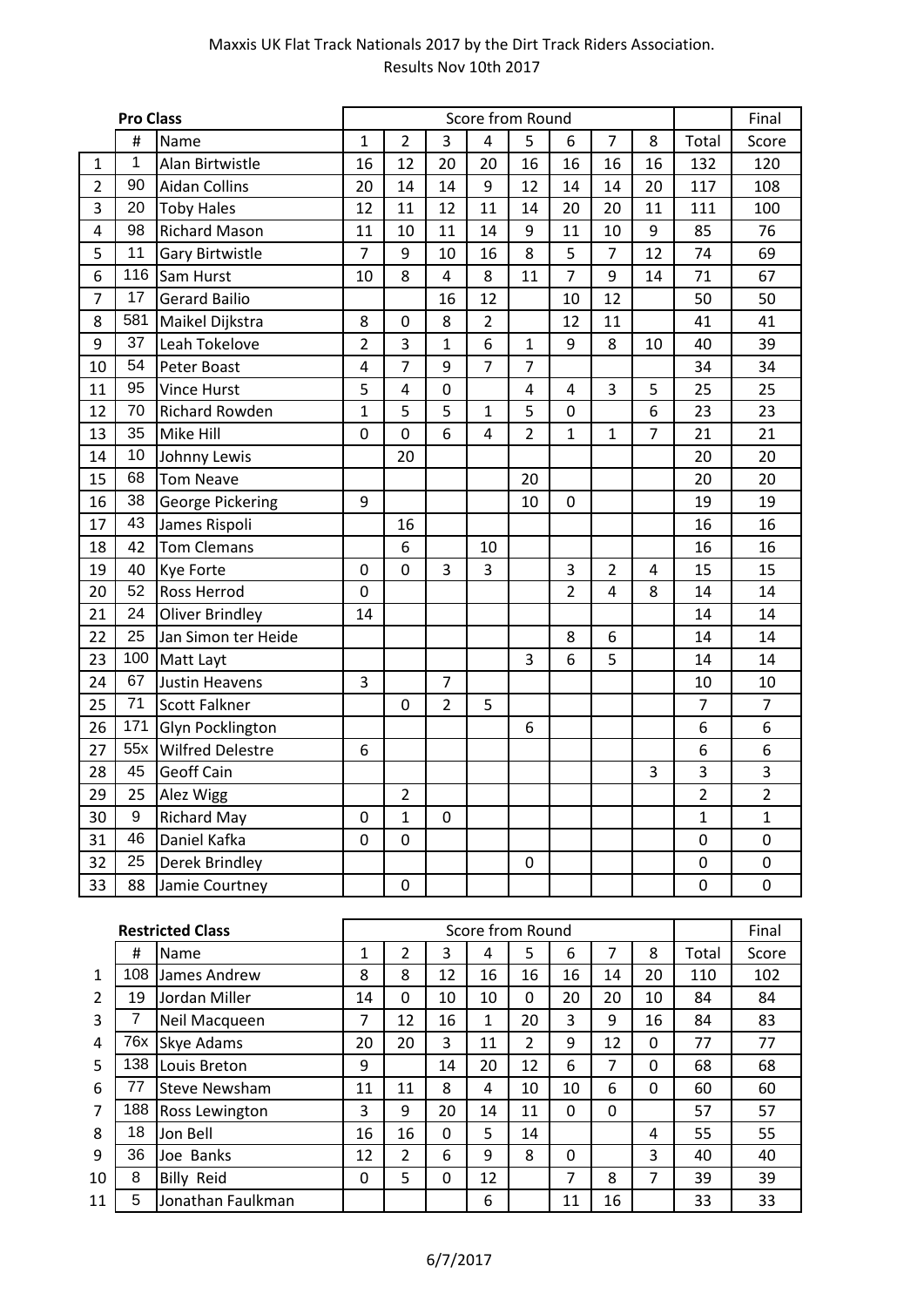# Maxxis UK Flat Track Nationals 2017 by the Dirt Track Riders Association.

Results Nov 10th 2017

| | Pro Class | | Score from Round | | | | | | | | | Final |
|---|---|---|---|---|---|---|---|---|---|---|---|---|
| | # | Name | 1 | 2 | 3 | 4 | 5 | 6 | 7 | 8 | Total | Score |
| 1 | 1 | Alan Birtwistle | 16 | 12 | 20 | 20 | 16 | 16 | 16 | 16 | 132 | 120 |
| 2 | 90 | Aidan Collins | 20 | 14 | 14 | 9 | 12 | 14 | 14 | 20 | 117 | 108 |
| 3 | 20 | Toby Hales | 12 | 11 | 12 | 11 | 14 | 20 | 20 | 11 | 111 | 100 |
| 4 | 98 | Richard Mason | 11 | 10 | 11 | 14 | 9 | 11 | 10 | 9 | 85 | 76 |
| 5 | 11 | Gary Birtwistle | 7 | 9 | 10 | 16 | 8 | 5 | 7 | 12 | 74 | 69 |
| 6 | 116 | Sam Hurst | 10 | 8 | 4 | 8 | 11 | 7 | 9 | 14 | 71 | 67 |
| 7 | 17 | Gerard Bailio | | | 16 | 12 | | 10 | 12 | | 50 | 50 |
| 8 | 581 | Maikel Dijkstra | 8 | 0 | 8 | 2 | | 12 | 11 | | 41 | 41 |
| 9 | 37 | Leah Tokelove | 2 | 3 | 1 | 6 | 1 | 9 | 8 | 10 | 40 | 39 |
| 10 | 54 | Peter Boast | 4 | 7 | 9 | 7 | 7 | | | | 34 | 34 |
| 11 | 95 | Vince Hurst | 5 | 4 | 0 | | 4 | 4 | 3 | 5 | 25 | 25 |
| 12 | 70 | Richard Rowden | 1 | 5 | 5 | 1 | 5 | 0 | | 6 | 23 | 23 |
| 13 | 35 | Mike Hill | 0 | 0 | 6 | 4 | 2 | 1 | 1 | 7 | 21 | 21 |
| 14 | 10 | Johnny Lewis | | 20 | | | | | | | 20 | 20 |
| 15 | 68 | Tom Neave | | | | | 20 | | | | 20 | 20 |
| 16 | 38 | George Pickering | 9 | | | | 10 | 0 | | | 19 | 19 |
| 17 | 43 | James Rispoli | | 16 | | | | | | | 16 | 16 |
| 18 | 42 | Tom Clemans | | 6 | | 10 | | | | | 16 | 16 |
| 19 | 40 | Kye Forte | 0 | 0 | 3 | 3 | | 3 | 2 | 4 | 15 | 15 |
| 20 | 52 | Ross Herrod | 0 | | | | | 2 | 4 | 8 | 14 | 14 |
| 21 | 24 | Oliver Brindley | 14 | | | | | | | | 14 | 14 |
| 22 | 25 | Jan Simon ter Heide | | | | | | 8 | 6 | | 14 | 14 |
| 23 | 100 | Matt Layt | | | | | 3 | 6 | 5 | | 14 | 14 |
| 24 | 67 | Justin Heavens | 3 | | 7 | | | | | | 10 | 10 |
| 25 | 71 | Scott Falkner | | 0 | 2 | 5 | | | | | 7 | 7 |
| 26 | 171 | Glyn Pocklington | | | | | 6 | | | | 6 | 6 |
| 27 | 55x | Wilfred Delestre | 6 | | | | | | | | 6 | 6 |
| 28 | 45 | Geoff Cain | | | | | | | | 3 | 3 | 3 |
| 29 | 25 | Alez Wigg | | 2 | | | | | | | 2 | 2 |
| 30 | 9 | Richard May | 0 | 1 | 0 | | | | | | 1 | 1 |
| 31 | 46 | Daniel Kafka | 0 | 0 | | | | | | | 0 | 0 |
| 32 | 25 | Derek Brindley | | | | | 0 | | | | 0 | 0 |
| 33 | 88 | Jamie Courtney | | 0 | | | | | | | 0 | 0 |

| | Restricted Class | | Score from Round | | | | | | | | | Final |
|---|---|---|---|---|---|---|---|---|---|---|---|---|
| | # | Name | 1 | 2 | 3 | 4 | 5 | 6 | 7 | 8 | Total | Score |
| 1 | 108 | James Andrew | 8 | 8 | 12 | 16 | 16 | 16 | 14 | 20 | 110 | 102 |
| 2 | 19 | Jordan Miller | 14 | 0 | 10 | 10 | 0 | 20 | 20 | 10 | 84 | 84 |
| 3 | 7 | Neil Macqueen | 7 | 12 | 16 | 1 | 20 | 3 | 9 | 16 | 84 | 83 |
| 4 | 76x | Skye Adams | 20 | 20 | 3 | 11 | 2 | 9 | 12 | 0 | 77 | 77 |
| 5 | 138 | Louis Breton | 9 | | 14 | 20 | 12 | 6 | 7 | 0 | 68 | 68 |
| 6 | 77 | Steve Newsham | 11 | 11 | 8 | 4 | 10 | 10 | 6 | 0 | 60 | 60 |
| 7 | 188 | Ross Lewington | 3 | 9 | 20 | 14 | 11 | 0 | 0 | | 57 | 57 |
| 8 | 18 | Jon Bell | 16 | 16 | 0 | 5 | 14 | | | 4 | 55 | 55 |
| 9 | 36 | Joe Banks | 12 | 2 | 6 | 9 | 8 | 0 | | 3 | 40 | 40 |
| 10 | 8 | Billy Reid | 0 | 5 | 0 | 12 | | 7 | 8 | 7 | 39 | 39 |
| 11 | 5 | Jonathan Faulkman | | | | 6 | | 11 | 16 | | 33 | 33 |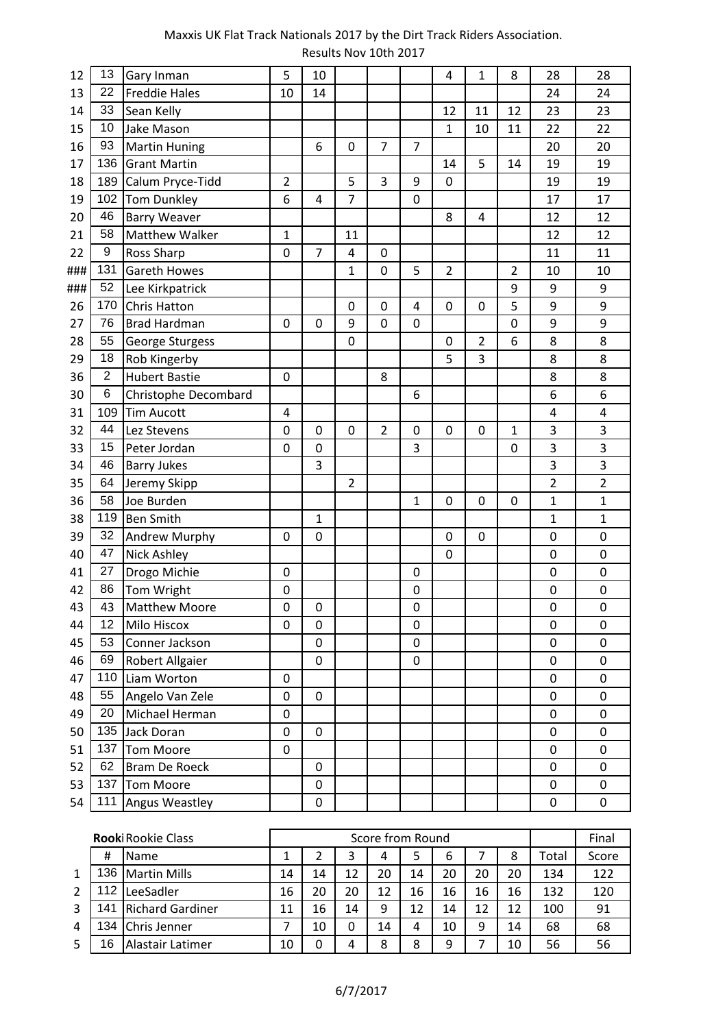Maxxis UK Flat Track Nationals 2017 by the Dirt Track Riders Association.
Results Nov 10th 2017

| | | | | | | | | | | | | |
|---|---|---|---|---|---|---|---|---|---|---|---|---|
| 12 | 13 | Gary Inman | 5 | 10 | | | | 4 | 1 | 8 | 28 | 28 |
| 13 | 22 | Freddie Hales | 10 | 14 | | | | | | | 24 | 24 |
| 14 | 33 | Sean Kelly | | | | | | 12 | 11 | 12 | 23 | 23 |
| 15 | 10 | Jake Mason | | | | | | 1 | 10 | 11 | 22 | 22 |
| 16 | 93 | Martin Huning | | 6 | 0 | 7 | 7 | | | | 20 | 20 |
| 17 | 136 | Grant Martin | | | | | | 14 | 5 | 14 | 19 | 19 |
| 18 | 189 | Calum Pryce-Tidd | 2 | | 5 | 3 | 9 | 0 | | | 19 | 19 |
| 19 | 102 | Tom Dunkley | 6 | 4 | 7 | | 0 | | | | 17 | 17 |
| 20 | 46 | Barry Weaver | | | | | | 8 | 4 | | 12 | 12 |
| 21 | 58 | Matthew Walker | 1 | | 11 | | | | | | 12 | 12 |
| 22 | 9 | Ross Sharp | 0 | 7 | 4 | 0 | | | | | 11 | 11 |
| ### | 131 | Gareth Howes | | | 1 | 0 | 5 | 2 | | 2 | 10 | 10 |
| ### | 52 | Lee Kirkpatrick | | | | | | | | 9 | 9 | 9 |
| 26 | 170 | Chris Hatton | | | 0 | 0 | 4 | 0 | 0 | 5 | 9 | 9 |
| 27 | 76 | Brad Hardman | 0 | 0 | 9 | 0 | 0 | | | 0 | 9 | 9 |
| 28 | 55 | George Sturgess | | | 0 | | | 0 | 2 | 6 | 8 | 8 |
| 29 | 18 | Rob Kingerby | | | | | | 5 | 3 | | 8 | 8 |
| 36 | 2 | Hubert Bastie | 0 | | | 8 | | | | | 8 | 8 |
| 30 | 6 | Christophe Decombard | | | | | 6 | | | | 6 | 6 |
| 31 | 109 | Tim Aucott | 4 | | | | | | | | 4 | 4 |
| 32 | 44 | Lez Stevens | 0 | 0 | 0 | 2 | 0 | 0 | 0 | 1 | 3 | 3 |
| 33 | 15 | Peter Jordan | 0 | 0 | | | 3 | | | 0 | 3 | 3 |
| 34 | 46 | Barry Jukes | | 3 | | | | | | | 3 | 3 |
| 35 | 64 | Jeremy Skipp | | | 2 | | | | | | 2 | 2 |
| 36 | 58 | Joe Burden | | | | | 1 | 0 | 0 | 0 | 1 | 1 |
| 38 | 119 | Ben Smith | | 1 | | | | | | | 1 | 1 |
| 39 | 32 | Andrew Murphy | 0 | 0 | | | | 0 | 0 | | 0 | 0 |
| 40 | 47 | Nick Ashley | | | | | | 0 | | | 0 | 0 |
| 41 | 27 | Drogo Michie | 0 | | | | 0 | | | | 0 | 0 |
| 42 | 86 | Tom Wright | 0 | | | | 0 | | | | 0 | 0 |
| 43 | 43 | Matthew Moore | 0 | 0 | | | 0 | | | | 0 | 0 |
| 44 | 12 | Milo Hiscox | 0 | 0 | | | 0 | | | | 0 | 0 |
| 45 | 53 | Conner Jackson | | 0 | | | 0 | | | | 0 | 0 |
| 46 | 69 | Robert Allgaier | | 0 | | | 0 | | | | 0 | 0 |
| 47 | 110 | Liam Worton | 0 | | | | | | | | 0 | 0 |
| 48 | 55 | Angelo Van Zele | 0 | 0 | | | | | | | 0 | 0 |
| 49 | 20 | Michael Herman | 0 | | | | | | | | 0 | 0 |
| 50 | 135 | Jack Doran | 0 | 0 | | | | | | | 0 | 0 |
| 51 | 137 | Tom Moore | 0 | | | | | | | | 0 | 0 |
| 52 | 62 | Bram De Roeck | | 0 | | | | | | | 0 | 0 |
| 53 | 137 | Tom Moore | | 0 | | | | | | | 0 | 0 |
| 54 | 111 | Angus Weastley | | 0 | | | | | | | 0 | 0 |

| | **Rooki** | Rookie Class | Score from Round | | | | | | | | | Final |
|---|---|---|---|---|---|---|---|---|---|---|---|---|
| | # | Name | 1 | 2 | 3 | 4 | 5 | 6 | 7 | 8 | Total | Score |
| 1 | 136 | Martin Mills | 14 | 14 | 12 | 20 | 14 | 20 | 20 | 20 | 134 | 122 |
| 2 | 112 | LeeSadler | 16 | 20 | 20 | 12 | 16 | 16 | 16 | 16 | 132 | 120 |
| 3 | 141 | Richard Gardiner | 11 | 16 | 14 | 9 | 12 | 14 | 12 | 12 | 100 | 91 |
| 4 | 134 | Chris Jenner | 7 | 10 | 0 | 14 | 4 | 10 | 9 | 14 | 68 | 68 |
| 5 | 16 | Alastair Latimer | 10 | 0 | 4 | 8 | 8 | 9 | 7 | 10 | 56 | 56 |

6/7/2017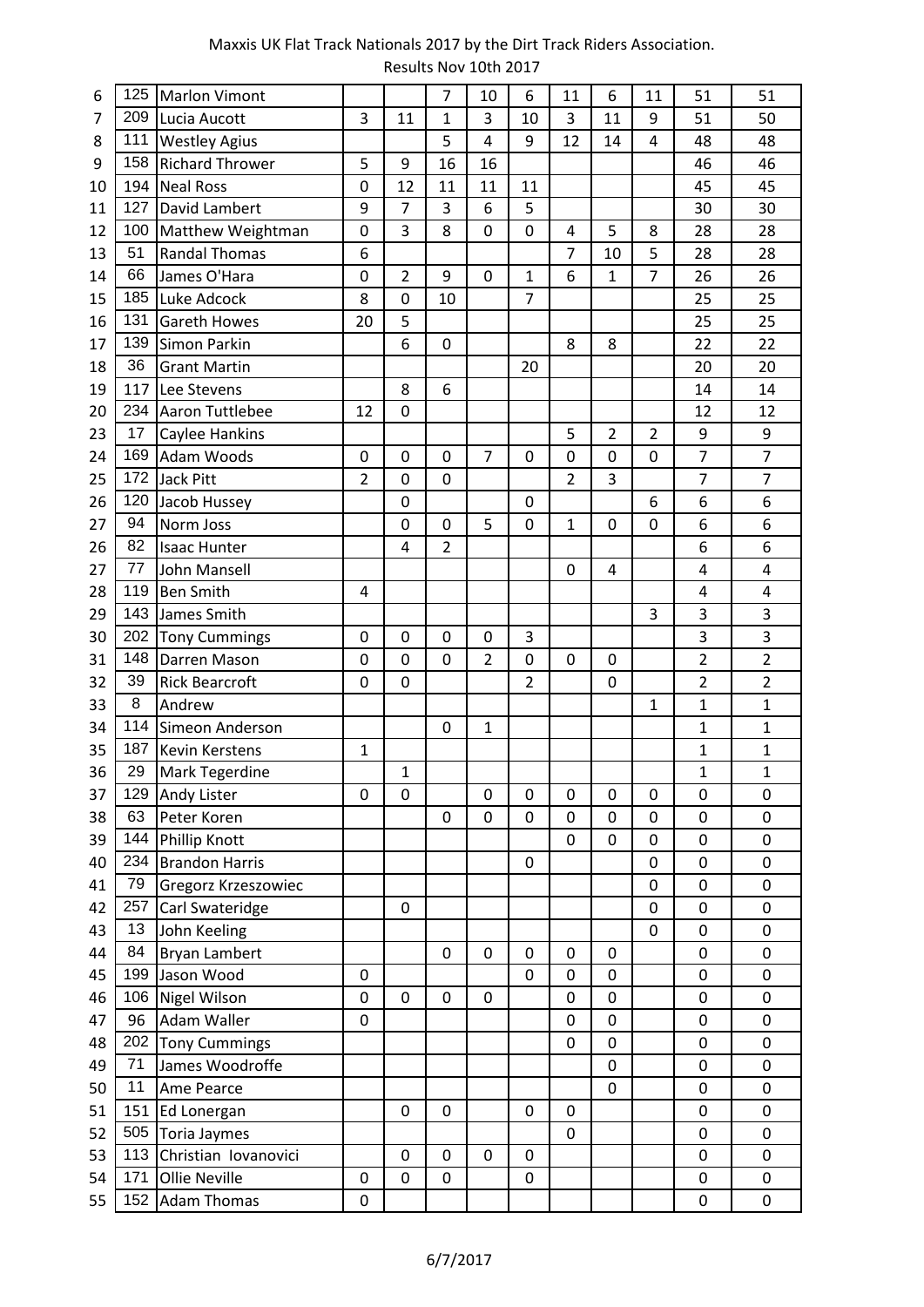Maxxis UK Flat Track Nationals 2017 by the Dirt Track Riders Association.
Results Nov 10th 2017

| | | | | | | | | | | | | |
|---|---|---|---|---|---|---|---|---|---|---|---|---|
| 6 | 125 | Marlon Vimont | | | 7 | 10 | 6 | 11 | 6 | 11 | 51 | 51 |
| 7 | 209 | Lucia Aucott | 3 | 11 | 1 | 3 | 10 | 3 | 11 | 9 | 51 | 50 |
| 8 | 111 | Westley Agius | | | 5 | 4 | 9 | 12 | 14 | 4 | 48 | 48 |
| 9 | 158 | Richard Thrower | 5 | 9 | 16 | 16 | | | | | 46 | 46 |
| 10 | 194 | Neal Ross | 0 | 12 | 11 | 11 | 11 | | | | 45 | 45 |
| 11 | 127 | David Lambert | 9 | 7 | 3 | 6 | 5 | | | | 30 | 30 |
| 12 | 100 | Matthew Weightman | 0 | 3 | 8 | 0 | 0 | 4 | 5 | 8 | 28 | 28 |
| 13 | 51 | Randal Thomas | 6 | | | | | 7 | 10 | 5 | 28 | 28 |
| 14 | 66 | James O'Hara | 0 | 2 | 9 | 0 | 1 | 6 | 1 | 7 | 26 | 26 |
| 15 | 185 | Luke Adcock | 8 | 0 | 10 | | 7 | | | | 25 | 25 |
| 16 | 131 | Gareth Howes | 20 | 5 | | | | | | | 25 | 25 |
| 17 | 139 | Simon Parkin | | 6 | 0 | | | 8 | 8 | | 22 | 22 |
| 18 | 36 | Grant Martin | | | | | 20 | | | | 20 | 20 |
| 19 | 117 | Lee Stevens | | 8 | 6 | | | | | | 14 | 14 |
| 20 | 234 | Aaron Tuttlebee | 12 | 0 | | | | | | | 12 | 12 |
| 23 | 17 | Caylee Hankins | | | | | | 5 | 2 | 2 | 9 | 9 |
| 24 | 169 | Adam Woods | 0 | 0 | 0 | 7 | 0 | 0 | 0 | 0 | 7 | 7 |
| 25 | 172 | Jack Pitt | 2 | 0 | 0 | | | 2 | 3 | | 7 | 7 |
| 26 | 120 | Jacob Hussey | | 0 | | | 0 | | | 6 | 6 | 6 |
| 27 | 94 | Norm Joss | | 0 | 0 | 5 | 0 | 1 | 0 | 0 | 6 | 6 |
| 26 | 82 | Isaac Hunter | | 4 | 2 | | | | | | 6 | 6 |
| 27 | 77 | John Mansell | | | | | | 0 | 4 | | 4 | 4 |
| 28 | 119 | Ben Smith | 4 | | | | | | | | 4 | 4 |
| 29 | 143 | James Smith | | | | | | | | 3 | 3 | 3 |
| 30 | 202 | Tony Cummings | 0 | 0 | 0 | 0 | 3 | | | | 3 | 3 |
| 31 | 148 | Darren Mason | 0 | 0 | 0 | 2 | 0 | 0 | 0 | | 2 | 2 |
| 32 | 39 | Rick Bearcroft | 0 | 0 | | | 2 | | 0 | | 2 | 2 |
| 33 | 8 | Andrew | | | | | | | | 1 | 1 | 1 |
| 34 | 114 | Simeon Anderson | | | 0 | 1 | | | | | 1 | 1 |
| 35 | 187 | Kevin Kerstens | 1 | | | | | | | | 1 | 1 |
| 36 | 29 | Mark Tegerdine | | 1 | | | | | | | 1 | 1 |
| 37 | 129 | Andy Lister | 0 | 0 | | 0 | 0 | 0 | 0 | 0 | 0 | 0 |
| 38 | 63 | Peter Koren | | | 0 | 0 | 0 | 0 | 0 | 0 | 0 | 0 |
| 39 | 144 | Phillip Knott | | | | | | 0 | 0 | 0 | 0 | 0 |
| 40 | 234 | Brandon Harris | | | | | 0 | | | 0 | 0 | 0 |
| 41 | 79 | Gregorz Krzeszowiec | | | | | | | | 0 | 0 | 0 |
| 42 | 257 | Carl Swateridge | | 0 | | | | | | 0 | 0 | 0 |
| 43 | 13 | John Keeling | | | | | | | | 0 | 0 | 0 |
| 44 | 84 | Bryan Lambert | | | 0 | 0 | 0 | 0 | 0 | | 0 | 0 |
| 45 | 199 | Jason Wood | 0 | | | | 0 | 0 | 0 | | 0 | 0 |
| 46 | 106 | Nigel Wilson | 0 | 0 | 0 | 0 | | 0 | 0 | | 0 | 0 |
| 47 | 96 | Adam Waller | 0 | | | | | 0 | 0 | | 0 | 0 |
| 48 | 202 | Tony Cummings | | | | | | 0 | 0 | | 0 | 0 |
| 49 | 71 | James Woodroffe | | | | | | | 0 | | 0 | 0 |
| 50 | 11 | Ame Pearce | | | | | | | 0 | | 0 | 0 |
| 51 | 151 | Ed Lonergan | | 0 | 0 | | 0 | 0 | | | 0 | 0 |
| 52 | 505 | Toria Jaymes | | | | | | 0 | | | 0 | 0 |
| 53 | 113 | Christian Iovanovici | | 0 | 0 | 0 | 0 | | | | 0 | 0 |
| 54 | 171 | Ollie Neville | 0 | 0 | 0 | | 0 | | | | 0 | 0 |
| 55 | 152 | Adam Thomas | 0 | | | | | | | | 0 | 0 |

6/7/2017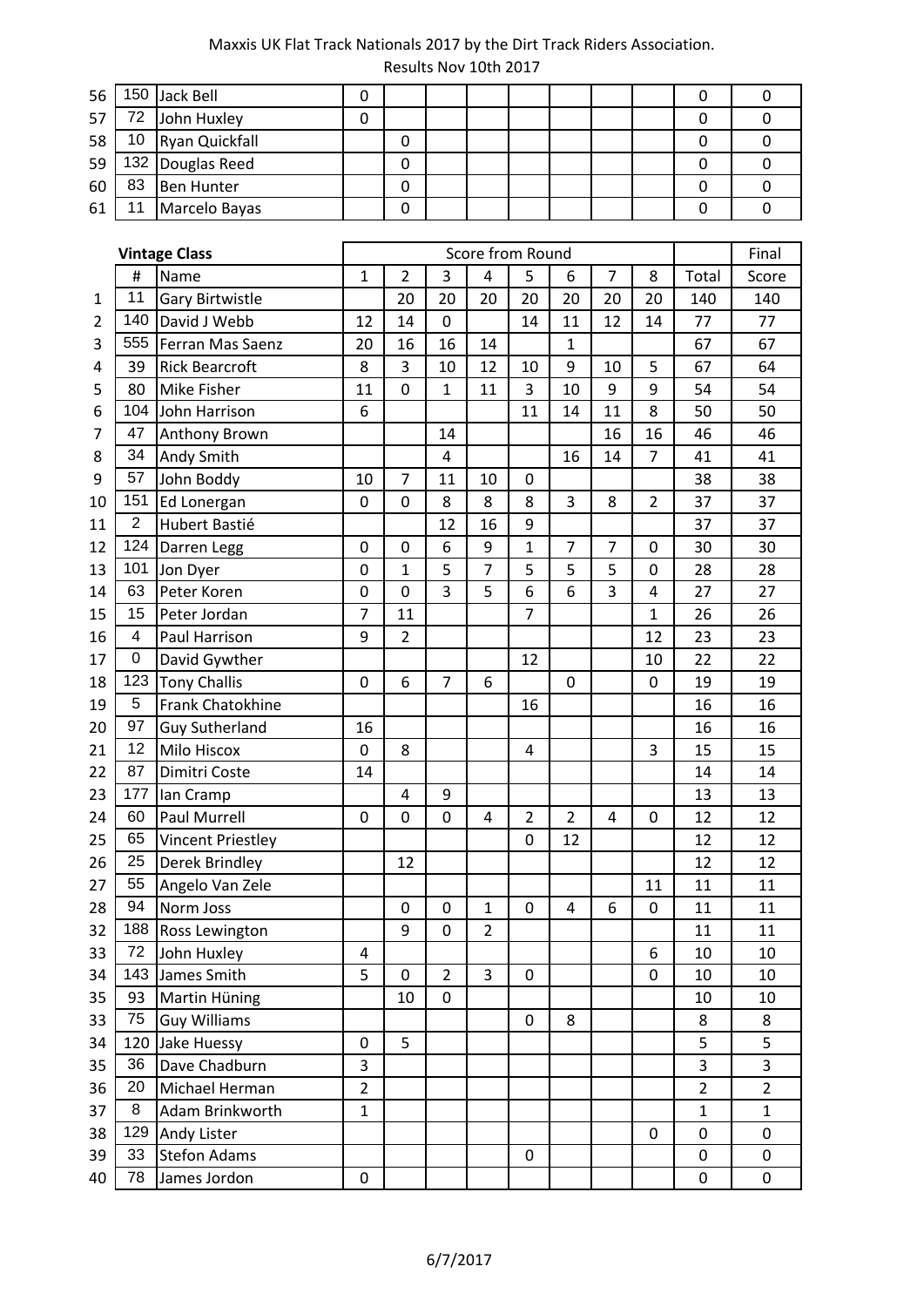Maxxis UK Flat Track Nationals 2017 by the Dirt Track Riders Association.
Results Nov 10th 2017

| | | | | | | | | | | | | |
|---|---|---|---|---|---|---|---|---|---|---|---|---|
| 56 | 150 | Jack Bell | 0 | | | | | | | | 0 | 0 |
| 57 | 72 | John Huxley | 0 | | | | | | | | 0 | 0 |
| 58 | 10 | Ryan Quickfall | | 0 | | | | | | | 0 | 0 |
| 59 | 132 | Douglas Reed | | 0 | | | | | | | 0 | 0 |
| 60 | 83 | Ben Hunter | | 0 | | | | | | | 0 | 0 |
| 61 | 11 | Marcelo Bayas | | 0 | | | | | | | 0 | 0 |

| | **Vintage Class** | | Score from Round | | | | | | | | | Final |
|---|---|---|---|---|---|---|---|---|---|---|---|---|
| | # | Name | 1 | 2 | 3 | 4 | 5 | 6 | 7 | 8 | Total | Score |
| 1 | 11 | Gary Birtwistle | | 20 | 20 | 20 | 20 | 20 | 20 | 20 | 140 | 140 |
| 2 | 140 | David J Webb | 12 | 14 | 0 | | 14 | 11 | 12 | 14 | 77 | 77 |
| 3 | 555 | Ferran Mas Saenz | 20 | 16 | 16 | 14 | | 1 | | | 67 | 67 |
| 4 | 39 | Rick Bearcroft | 8 | 3 | 10 | 12 | 10 | 9 | 10 | 5 | 67 | 64 |
| 5 | 80 | Mike Fisher | 11 | 0 | 1 | 11 | 3 | 10 | 9 | 9 | 54 | 54 |
| 6 | 104 | John Harrison | 6 | | | | 11 | 14 | 11 | 8 | 50 | 50 |
| 7 | 47 | Anthony Brown | | | 14 | | | | 16 | 16 | 46 | 46 |
| 8 | 34 | Andy Smith | | | 4 | | | 16 | 14 | 7 | 41 | 41 |
| 9 | 57 | John Boddy | 10 | 7 | 11 | 10 | 0 | | | | 38 | 38 |
| 10 | 151 | Ed Lonergan | 0 | 0 | 8 | 8 | 8 | 3 | 8 | 2 | 37 | 37 |
| 11 | 2 | Hubert Bastié | | | 12 | 16 | 9 | | | | 37 | 37 |
| 12 | 124 | Darren Legg | 0 | 0 | 6 | 9 | 1 | 7 | 7 | 0 | 30 | 30 |
| 13 | 101 | Jon Dyer | 0 | 1 | 5 | 7 | 5 | 5 | 5 | 0 | 28 | 28 |
| 14 | 63 | Peter Koren | 0 | 0 | 3 | 5 | 6 | 6 | 3 | 4 | 27 | 27 |
| 15 | 15 | Peter Jordan | 7 | 11 | | | 7 | | | 1 | 26 | 26 |
| 16 | 4 | Paul Harrison | 9 | 2 | | | | | | 12 | 23 | 23 |
| 17 | 0 | David Gywther | | | | | 12 | | | 10 | 22 | 22 |
| 18 | 123 | Tony Challis | 0 | 6 | 7 | 6 | | 0 | | 0 | 19 | 19 |
| 19 | 5 | Frank Chatokhine | | | | | 16 | | | | 16 | 16 |
| 20 | 97 | Guy Sutherland | 16 | | | | | | | | 16 | 16 |
| 21 | 12 | Milo Hiscox | 0 | 8 | | | 4 | | | 3 | 15 | 15 |
| 22 | 87 | Dimitri Coste | 14 | | | | | | | | 14 | 14 |
| 23 | 177 | Ian Cramp | | 4 | 9 | | | | | | 13 | 13 |
| 24 | 60 | Paul Murrell | 0 | 0 | 0 | 4 | 2 | 2 | 4 | 0 | 12 | 12 |
| 25 | 65 | Vincent Priestley | | | | | 0 | 12 | | | 12 | 12 |
| 26 | 25 | Derek Brindley | | 12 | | | | | | | 12 | 12 |
| 27 | 55 | Angelo Van Zele | | | | | | | | 11 | 11 | 11 |
| 28 | 94 | Norm Joss | | 0 | 0 | 1 | 0 | 4 | 6 | 0 | 11 | 11 |
| 32 | 188 | Ross Lewington | | 9 | 0 | 2 | | | | | 11 | 11 |
| 33 | 72 | John Huxley | 4 | | | | | | | 6 | 10 | 10 |
| 34 | 143 | James Smith | 5 | 0 | 2 | 3 | 0 | | | 0 | 10 | 10 |
| 35 | 93 | Martin Hüning | | 10 | 0 | | | | | | 10 | 10 |
| 33 | 75 | Guy Williams | | | | | 0 | 8 | | | 8 | 8 |
| 34 | 120 | Jake Huessy | 0 | 5 | | | | | | | 5 | 5 |
| 35 | 36 | Dave Chadburn | 3 | | | | | | | | 3 | 3 |
| 36 | 20 | Michael Herman | 2 | | | | | | | | 2 | 2 |
| 37 | 8 | Adam Brinkworth | 1 | | | | | | | | 1 | 1 |
| 38 | 129 | Andy Lister | | | | | | | | 0 | 0 | 0 |
| 39 | 33 | Stefon Adams | | | | | 0 | | | | 0 | 0 |
| 40 | 78 | James Jordon | 0 | | | | | | | | 0 | 0 |

6/7/2017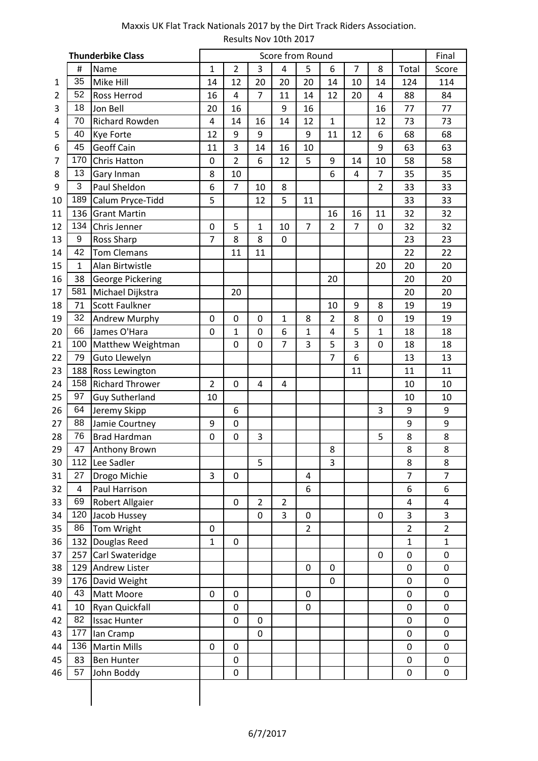Maxxis UK Flat Track Nationals 2017 by the Dirt Track Riders Association.
Results Nov 10th 2017

| | Thunderbike Class | | Score from Round | | | | | | | | | Final |
|---|---|---|---|---|---|---|---|---|---|---|---|---|
| | # | Name | 1 | 2 | 3 | 4 | 5 | 6 | 7 | 8 | Total | Score |
| 1 | 35 | Mike Hill | 14 | 12 | 20 | 20 | 20 | 14 | 10 | 14 | 124 | 114 |
| 2 | 52 | Ross Herrod | 16 | 4 | 7 | 11 | 14 | 12 | 20 | 4 | 88 | 84 |
| 3 | 18 | Jon Bell | 20 | 16 | | 9 | 16 | | | 16 | 77 | 77 |
| 4 | 70 | Richard Rowden | 4 | 14 | 16 | 14 | 12 | 1 | | 12 | 73 | 73 |
| 5 | 40 | Kye Forte | 12 | 9 | 9 | | 9 | 11 | 12 | 6 | 68 | 68 |
| 6 | 45 | Geoff Cain | 11 | 3 | 14 | 16 | 10 | | | 9 | 63 | 63 |
| 7 | 170 | Chris Hatton | 0 | 2 | 6 | 12 | 5 | 9 | 14 | 10 | 58 | 58 |
| 8 | 13 | Gary Inman | 8 | 10 | | | | 6 | 4 | 7 | 35 | 35 |
| 9 | 3 | Paul Sheldon | 6 | 7 | 10 | 8 | | | | 2 | 33 | 33 |
| 10 | 189 | Calum Pryce-Tidd | 5 | | 12 | 5 | 11 | | | | 33 | 33 |
| 11 | 136 | Grant Martin | | | | | | 16 | 16 | 11 | 32 | 32 |
| 12 | 134 | Chris Jenner | 0 | 5 | 1 | 10 | 7 | 2 | 7 | 0 | 32 | 32 |
| 13 | 9 | Ross Sharp | 7 | 8 | 8 | 0 | | | | | 23 | 23 |
| 14 | 42 | Tom Clemans | | 11 | 11 | | | | | | 22 | 22 |
| 15 | 1 | Alan Birtwistle | | | | | | | | 20 | 20 | 20 |
| 16 | 38 | George Pickering | | | | | | 20 | | | 20 | 20 |
| 17 | 581 | Michael Dijkstra | | 20 | | | | | | | 20 | 20 |
| 18 | 71 | Scott Faulkner | | | | | | 10 | 9 | 8 | 19 | 19 |
| 19 | 32 | Andrew Murphy | 0 | 0 | 0 | 1 | 8 | 2 | 8 | 0 | 19 | 19 |
| 20 | 66 | James O'Hara | 0 | 1 | 0 | 6 | 1 | 4 | 5 | 1 | 18 | 18 |
| 21 | 100 | Matthew Weightman | | 0 | 0 | 7 | 3 | 5 | 3 | 0 | 18 | 18 |
| 22 | 79 | Guto Llewelyn | | | | | | 7 | 6 | | 13 | 13 |
| 23 | 188 | Ross Lewington | | | | | | | 11 | | 11 | 11 |
| 24 | 158 | Richard Thrower | 2 | 0 | 4 | 4 | | | | | 10 | 10 |
| 25 | 97 | Guy Sutherland | 10 | | | | | | | | 10 | 10 |
| 26 | 64 | Jeremy Skipp | | 6 | | | | | | 3 | 9 | 9 |
| 27 | 88 | Jamie Courtney | 9 | 0 | | | | | | | 9 | 9 |
| 28 | 76 | Brad Hardman | 0 | 0 | 3 | | | | | 5 | 8 | 8 |
| 29 | 47 | Anthony Brown | | | | | | 8 | | | 8 | 8 |
| 30 | 112 | Lee Sadler | | | 5 | | | 3 | | | 8 | 8 |
| 31 | 27 | Drogo Michie | 3 | 0 | | | 4 | | | | 7 | 7 |
| 32 | 4 | Paul Harrison | | | | | 6 | | | | 6 | 6 |
| 33 | 69 | Robert Allgaier | | 0 | 2 | 2 | | | | | 4 | 4 |
| 34 | 120 | Jacob Hussey | | | 0 | 3 | 0 | | | 0 | 3 | 3 |
| 35 | 86 | Tom Wright | 0 | | | | 2 | | | | 2 | 2 |
| 36 | 132 | Douglas Reed | 1 | 0 | | | | | | | 1 | 1 |
| 37 | 257 | Carl Swateridge | | | | | | | | 0 | 0 | 0 |
| 38 | 129 | Andrew Lister | | | | | 0 | 0 | | | 0 | 0 |
| 39 | 176 | David Weight | | | | | | 0 | | | 0 | 0 |
| 40 | 43 | Matt Moore | 0 | 0 | | | 0 | | | | 0 | 0 |
| 41 | 10 | Ryan Quickfall | | 0 | | | 0 | | | | 0 | 0 |
| 42 | 82 | Issac Hunter | | 0 | 0 | | | | | | 0 | 0 |
| 43 | 177 | Ian Cramp | | | 0 | | | | | | 0 | 0 |
| 44 | 136 | Martin Mills | 0 | 0 | | | | | | | 0 | 0 |
| 45 | 83 | Ben Hunter | | 0 | | | | | | | 0 | 0 |
| 46 | 57 | John Boddy | | 0 | | | | | | | 0 | 0 |

6/7/2017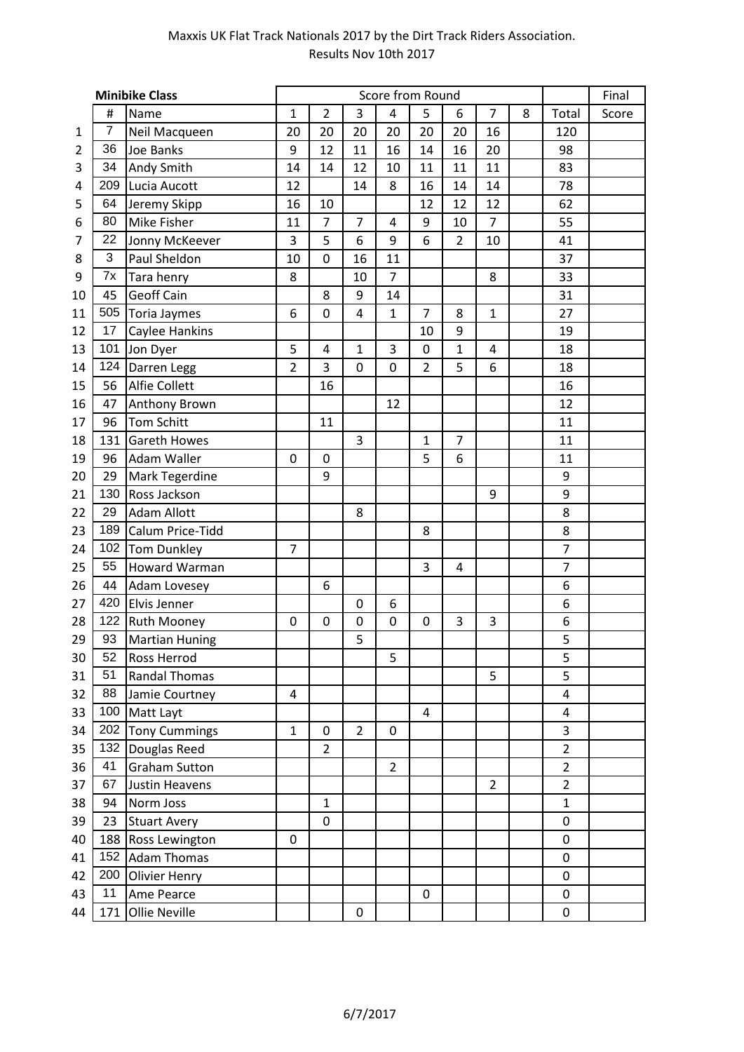Maxxis UK Flat Track Nationals 2017 by the Dirt Track Riders Association.
Results Nov 10th 2017

| | Minibike Class | | Score from Round | | | | | | | | | Final |
|---|---|---|---|---|---|---|---|---|---|---|---|---|
| | # | Name | 1 | 2 | 3 | 4 | 5 | 6 | 7 | 8 | Total | Score |
| 1 | 7 | Neil Macqueen | 20 | 20 | 20 | 20 | 20 | 20 | 16 | | 120 | |
| 2 | 36 | Joe Banks | 9 | 12 | 11 | 16 | 14 | 16 | 20 | | 98 | |
| 3 | 34 | Andy Smith | 14 | 14 | 12 | 10 | 11 | 11 | 11 | | 83 | |
| 4 | 209 | Lucia Aucott | 12 | | 14 | 8 | 16 | 14 | 14 | | 78 | |
| 5 | 64 | Jeremy Skipp | 16 | 10 | | | 12 | 12 | 12 | | 62 | |
| 6 | 80 | Mike Fisher | 11 | 7 | 7 | 4 | 9 | 10 | 7 | | 55 | |
| 7 | 22 | Jonny McKeever | 3 | 5 | 6 | 9 | 6 | 2 | 10 | | 41 | |
| 8 | 3 | Paul Sheldon | 10 | 0 | 16 | 11 | | | | | 37 | |
| 9 | 7x | Tara henry | 8 | | 10 | 7 | | | 8 | | 33 | |
| 10 | 45 | Geoff Cain | | 8 | 9 | 14 | | | | | 31 | |
| 11 | 505 | Toria Jaymes | 6 | 0 | 4 | 1 | 7 | 8 | 1 | | 27 | |
| 12 | 17 | Caylee Hankins | | | | | 10 | 9 | | | 19 | |
| 13 | 101 | Jon Dyer | 5 | 4 | 1 | 3 | 0 | 1 | 4 | | 18 | |
| 14 | 124 | Darren Legg | 2 | 3 | 0 | 0 | 2 | 5 | 6 | | 18 | |
| 15 | 56 | Alfie Collett | | 16 | | | | | | | 16 | |
| 16 | 47 | Anthony Brown | | | | 12 | | | | | 12 | |
| 17 | 96 | Tom Schitt | | 11 | | | | | | | 11 | |
| 18 | 131 | Gareth Howes | | | 3 | | 1 | 7 | | | 11 | |
| 19 | 96 | Adam Waller | 0 | 0 | | | 5 | 6 | | | 11 | |
| 20 | 29 | Mark Tegerdine | | 9 | | | | | | | 9 | |
| 21 | 130 | Ross Jackson | | | | | | | 9 | | 9 | |
| 22 | 29 | Adam Allott | | | 8 | | | | | | 8 | |
| 23 | 189 | Calum Price-Tidd | | | | | 8 | | | | 8 | |
| 24 | 102 | Tom Dunkley | 7 | | | | | | | | 7 | |
| 25 | 55 | Howard Warman | | | | | 3 | 4 | | | 7 | |
| 26 | 44 | Adam Lovesey | | 6 | | | | | | | 6 | |
| 27 | 420 | Elvis Jenner | | | 0 | 6 | | | | | 6 | |
| 28 | 122 | Ruth Mooney | 0 | 0 | 0 | 0 | 0 | 3 | 3 | | 6 | |
| 29 | 93 | Martian Huning | | | 5 | | | | | | 5 | |
| 30 | 52 | Ross Herrod | | | | 5 | | | | | 5 | |
| 31 | 51 | Randal Thomas | | | | | | | 5 | | 5 | |
| 32 | 88 | Jamie Courtney | 4 | | | | | | | | 4 | |
| 33 | 100 | Matt Layt | | | | | 4 | | | | 4 | |
| 34 | 202 | Tony Cummings | 1 | 0 | 2 | 0 | | | | | 3 | |
| 35 | 132 | Douglas Reed | | 2 | | | | | | | 2 | |
| 36 | 41 | Graham Sutton | | | | 2 | | | | | 2 | |
| 37 | 67 | Justin Heavens | | | | | | | 2 | | 2 | |
| 38 | 94 | Norm Joss | | 1 | | | | | | | 1 | |
| 39 | 23 | Stuart Avery | | 0 | | | | | | | 0 | |
| 40 | 188 | Ross Lewington | 0 | | | | | | | | 0 | |
| 41 | 152 | Adam Thomas | | | | | | | | | 0 | |
| 42 | 200 | Olivier Henry | | | | | | | | | 0 | |
| 43 | 11 | Ame Pearce | | | | | 0 | | | | 0 | |
| 44 | 171 | Ollie Neville | | | 0 | | | | | | 0 | |

6/7/2017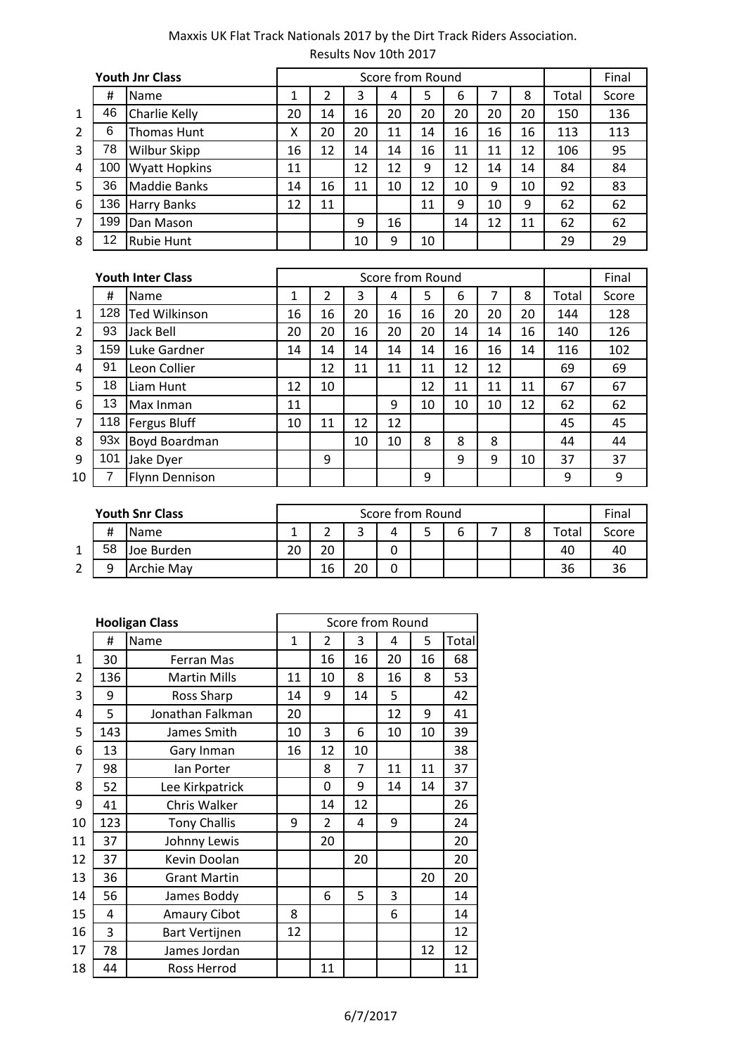Maxxis UK Flat Track Nationals 2017 by the Dirt Track Riders Association.
Results Nov 10th 2017

| | **Youth Jnr Class** | | Score from Round | | | | | | | | | Final |
|---|---|---|---|---|---|---|---|---|---|---|---|---|
| | # | Name | 1 | 2 | 3 | 4 | 5 | 6 | 7 | 8 | Total | Score |
| 1 | 46 | Charlie Kelly | 20 | 14 | 16 | 20 | 20 | 20 | 20 | 20 | 150 | 136 |
| 2 | 6 | Thomas Hunt | X | 20 | 20 | 11 | 14 | 16 | 16 | 16 | 113 | 113 |
| 3 | 78 | Wilbur Skipp | 16 | 12 | 14 | 14 | 16 | 11 | 11 | 12 | 106 | 95 |
| 4 | 100 | Wyatt Hopkins | 11 | | 12 | 12 | 9 | 12 | 14 | 14 | 84 | 84 |
| 5 | 36 | Maddie Banks | 14 | 16 | 11 | 10 | 12 | 10 | 9 | 10 | 92 | 83 |
| 6 | 136 | Harry Banks | 12 | 11 | | | 11 | 9 | 10 | 9 | 62 | 62 |
| 7 | 199 | Dan Mason | | | 9 | 16 | | 14 | 12 | 11 | 62 | 62 |
| 8 | 12 | Rubie Hunt | | | 10 | 9 | 10 | | | | 29 | 29 |

| | **Youth Inter Class** | | Score from Round | | | | | | | | | Final |
|---|---|---|---|---|---|---|---|---|---|---|---|---|
| | # | Name | 1 | 2 | 3 | 4 | 5 | 6 | 7 | 8 | Total | Score |
| 1 | 128 | Ted Wilkinson | 16 | 16 | 20 | 16 | 16 | 20 | 20 | 20 | 144 | 128 |
| 2 | 93 | Jack Bell | 20 | 20 | 16 | 20 | 20 | 14 | 14 | 16 | 140 | 126 |
| 3 | 159 | Luke Gardner | 14 | 14 | 14 | 14 | 14 | 16 | 16 | 14 | 116 | 102 |
| 4 | 91 | Leon Collier | | 12 | 11 | 11 | 11 | 12 | 12 | | 69 | 69 |
| 5 | 18 | Liam Hunt | 12 | 10 | | | 12 | 11 | 11 | 11 | 67 | 67 |
| 6 | 13 | Max Inman | 11 | | | 9 | 10 | 10 | 10 | 12 | 62 | 62 |
| 7 | 118 | Fergus Bluff | 10 | 11 | 12 | 12 | | | | | 45 | 45 |
| 8 | 93x | Boyd Boardman | | | 10 | 10 | 8 | 8 | 8 | | 44 | 44 |
| 9 | 101 | Jake Dyer | | 9 | | | | 9 | 9 | 10 | 37 | 37 |
| 10 | 7 | Flynn Dennison | | | | | 9 | | | | 9 | 9 |

| | **Youth Snr Class** | | Score from Round | | | | | | | | | Final |
|---|---|---|---|---|---|---|---|---|---|---|---|---|
| | # | Name | 1 | 2 | 3 | 4 | 5 | 6 | 7 | 8 | Total | Score |
| 1 | 58 | Joe Burden | 20 | 20 | | 0 | | | | | 40 | 40 |
| 2 | 9 | Archie May | | 16 | 20 | 0 | | | | | 36 | 36 |

| | **Hooligan Class** | | Score from Round | | | | | |
|---|---|---|---|---|---|---|---|---|
| | # | Name | 1 | 2 | 3 | 4 | 5 | Total |
| 1 | 30 | Ferran Mas | | 16 | 16 | 20 | 16 | 68 |
| 2 | 136 | Martin Mills | 11 | 10 | 8 | 16 | 8 | 53 |
| 3 | 9 | Ross Sharp | 14 | 9 | 14 | 5 | | 42 |
| 4 | 5 | Jonathan Falkman | 20 | | | 12 | 9 | 41 |
| 5 | 143 | James Smith | 10 | 3 | 6 | 10 | 10 | 39 |
| 6 | 13 | Gary Inman | 16 | 12 | 10 | | | 38 |
| 7 | 98 | Ian Porter | | 8 | 7 | 11 | 11 | 37 |
| 8 | 52 | Lee Kirkpatrick | | 0 | 9 | 14 | 14 | 37 |
| 9 | 41 | Chris Walker | | 14 | 12 | | | 26 |
| 10 | 123 | Tony Challis | 9 | 2 | 4 | 9 | | 24 |
| 11 | 37 | Johnny Lewis | | 20 | | | | 20 |
| 12 | 37 | Kevin Doolan | | | 20 | | | 20 |
| 13 | 36 | Grant Martin | | | | | 20 | 20 |
| 14 | 56 | James Boddy | | 6 | 5 | 3 | | 14 |
| 15 | 4 | Amaury Cibot | 8 | | | 6 | | 14 |
| 16 | 3 | Bart Vertijnen | 12 | | | | | 12 |
| 17 | 78 | James Jordan | | | | | 12 | 12 |
| 18 | 44 | Ross Herrod | | 11 | | | | 11 |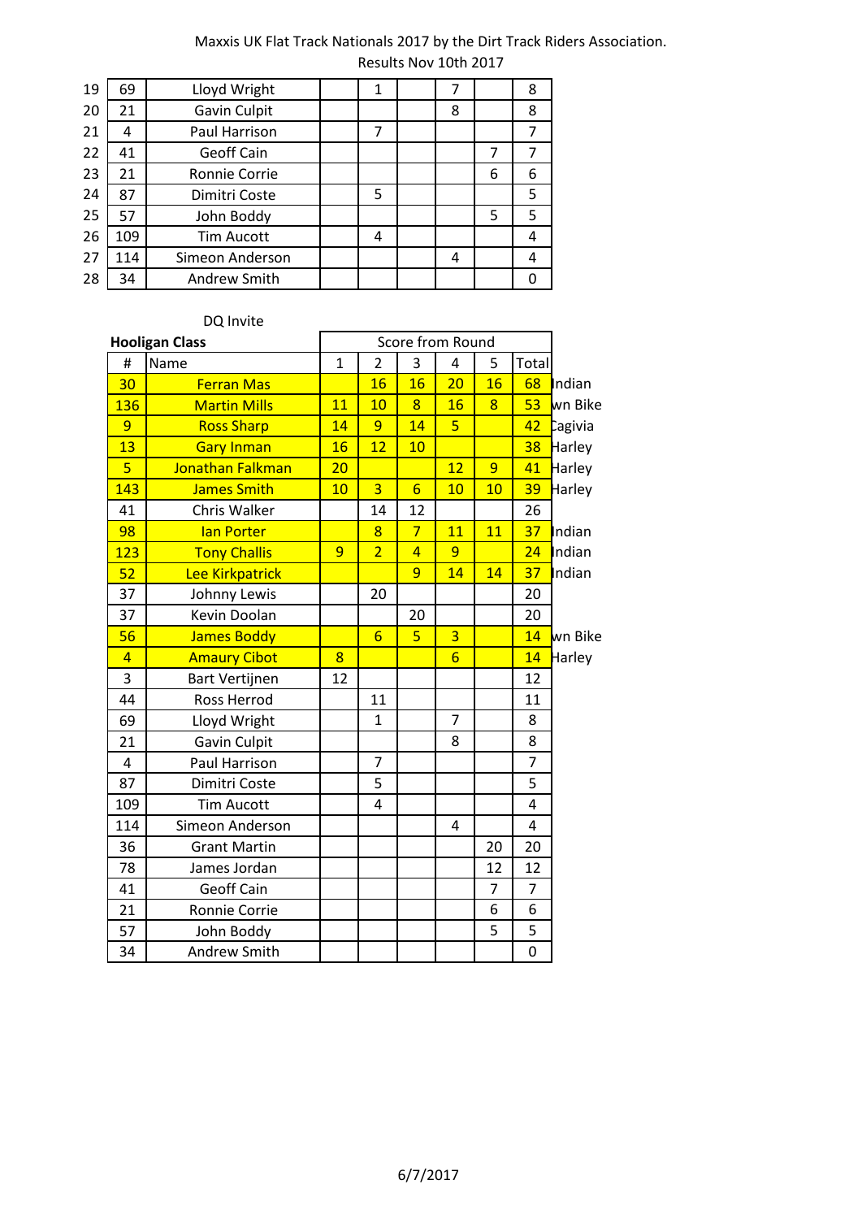Maxxis UK Flat Track Nationals 2017 by the Dirt Track Riders Association.
Results Nov 10th 2017

| | | | | | | | | |
|---|---|---|---|---|---|---|---|---|
| 19 | 69 | Lloyd Wright | | 1 | | 7 | | 8 |
| 20 | 21 | Gavin Culpit | | | | 8 | | 8 |
| 21 | 4 | Paul Harrison | | 7 | | | | 7 |
| 22 | 41 | Geoff Cain | | | | | 7 | 7 |
| 23 | 21 | Ronnie Corrie | | | | | 6 | 6 |
| 24 | 87 | Dimitri Coste | | 5 | | | | 5 |
| 25 | 57 | John Boddy | | | | | 5 | 5 |
| 26 | 109 | Tim Aucott | | 4 | | | | 4 |
| 27 | 114 | Simeon Anderson | | | | 4 | | 4 |
| 28 | 34 | Andrew Smith | | | | | | 0 |

DQ Invite

| **Hooligan Class** | | Score from Round | | | | | | |
|---|---|---|---|---|---|---|---|---|
| # | Name | 1 | 2 | 3 | 4 | 5 | Total | |
| 30 | Ferran Mas | | 16 | 16 | 20 | 16 | 68 | Indian |
| 136 | Martin Mills | 11 | 10 | 8 | 16 | 8 | 53 | wn Bike |
| 9 | Ross Sharp | 14 | 9 | 14 | 5 | | 42 | Cagivia |
| 13 | Gary Inman | 16 | 12 | 10 | | | 38 | Harley |
| 5 | Jonathan Falkman | 20 | | | 12 | 9 | 41 | Harley |
| 143 | James Smith | 10 | 3 | 6 | 10 | 10 | 39 | Harley |
| 41 | Chris Walker | | 14 | 12 | | | 26 | |
| 98 | Ian Porter | | 8 | 7 | 11 | 11 | 37 | Indian |
| 123 | Tony Challis | 9 | 2 | 4 | 9 | | 24 | Indian |
| 52 | Lee Kirkpatrick | | | 9 | 14 | 14 | 37 | Indian |
| 37 | Johnny Lewis | | 20 | | | | 20 | |
| 37 | Kevin Doolan | | | 20 | | | 20 | |
| 56 | James Boddy | | 6 | 5 | 3 | | 14 | wn Bike |
| 4 | Amaury Cibot | 8 | | | 6 | | 14 | Harley |
| 3 | Bart Vertijnen | 12 | | | | | 12 | |
| 44 | Ross Herrod | | 11 | | | | 11 | |
| 69 | Lloyd Wright | | 1 | | 7 | | 8 | |
| 21 | Gavin Culpit | | | | 8 | | 8 | |
| 4 | Paul Harrison | | 7 | | | | 7 | |
| 87 | Dimitri Coste | | 5 | | | | 5 | |
| 109 | Tim Aucott | | 4 | | | | 4 | |
| 114 | Simeon Anderson | | | | 4 | | 4 | |
| 36 | Grant Martin | | | | | 20 | 20 | |
| 78 | James Jordan | | | | | 12 | 12 | |
| 41 | Geoff Cain | | | | | 7 | 7 | |
| 21 | Ronnie Corrie | | | | | 6 | 6 | |
| 57 | John Boddy | | | | | 5 | 5 | |
| 34 | Andrew Smith | | | | | | 0 | |

6/7/2017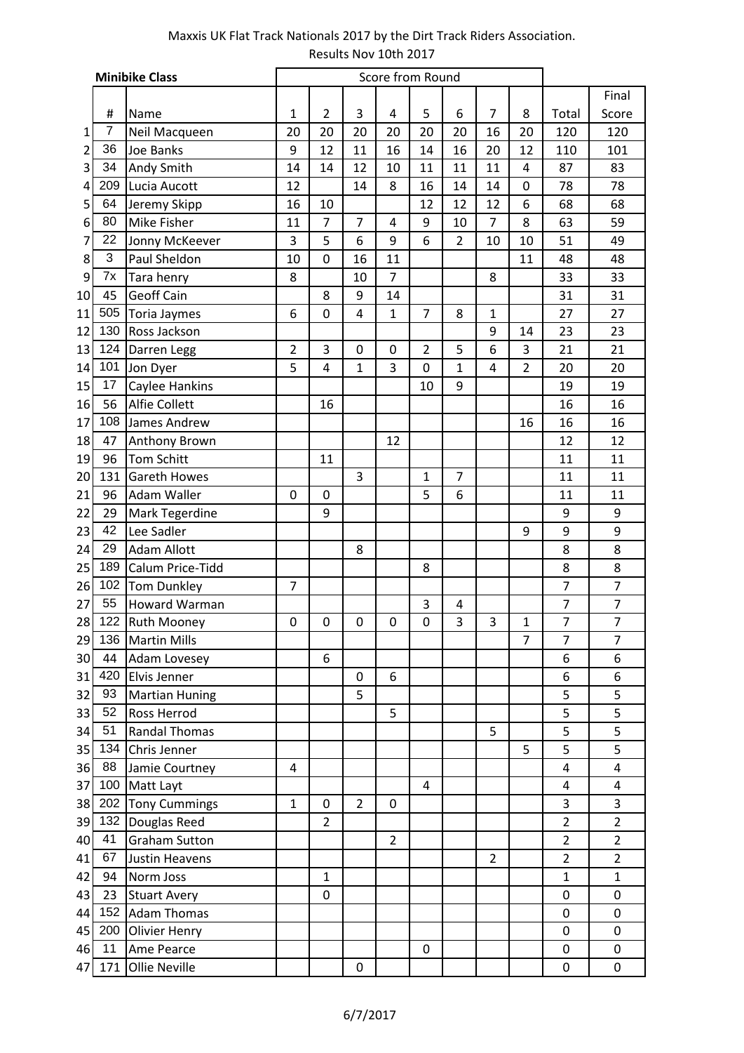Maxxis UK Flat Track Nationals 2017 by the Dirt Track Riders Association.

Results Nov 10th 2017

| | **Minibike Class** | | Score from Round | | | | | | | | | |
|---|---|---|---|---|---|---|---|---|---|---|---|---|
| | # | Name | 1 | 2 | 3 | 4 | 5 | 6 | 7 | 8 | Total | Final Score |
| 1 | 7 | Neil Macqueen | 20 | 20 | 20 | 20 | 20 | 20 | 16 | 20 | 120 | 120 |
| 2 | 36 | Joe Banks | 9 | 12 | 11 | 16 | 14 | 16 | 20 | 12 | 110 | 101 |
| 3 | 34 | Andy Smith | 14 | 14 | 12 | 10 | 11 | 11 | 11 | 4 | 87 | 83 |
| 4 | 209 | Lucia Aucott | 12 | | 14 | 8 | 16 | 14 | 14 | 0 | 78 | 78 |
| 5 | 64 | Jeremy Skipp | 16 | 10 | | | 12 | 12 | 12 | 6 | 68 | 68 |
| 6 | 80 | Mike Fisher | 11 | 7 | 7 | 4 | 9 | 10 | 7 | 8 | 63 | 59 |
| 7 | 22 | Jonny McKeever | 3 | 5 | 6 | 9 | 6 | 2 | 10 | 10 | 51 | 49 |
| 8 | 3 | Paul Sheldon | 10 | 0 | 16 | 11 | | | | 11 | 48 | 48 |
| 9 | 7x | Tara henry | 8 | | 10 | 7 | | | 8 | | 33 | 33 |
| 10 | 45 | Geoff Cain | | 8 | 9 | 14 | | | | | 31 | 31 |
| 11 | 505 | Toria Jaymes | 6 | 0 | 4 | 1 | 7 | 8 | 1 | | 27 | 27 |
| 12 | 130 | Ross Jackson | | | | | | | 9 | 14 | 23 | 23 |
| 13 | 124 | Darren Legg | 2 | 3 | 0 | 0 | 2 | 5 | 6 | 3 | 21 | 21 |
| 14 | 101 | Jon Dyer | 5 | 4 | 1 | 3 | 0 | 1 | 4 | 2 | 20 | 20 |
| 15 | 17 | Caylee Hankins | | | | | 10 | 9 | | | 19 | 19 |
| 16 | 56 | Alfie Collett | | 16 | | | | | | | 16 | 16 |
| 17 | 108 | James Andrew | | | | | | | | 16 | 16 | 16 |
| 18 | 47 | Anthony Brown | | | | 12 | | | | | 12 | 12 |
| 19 | 96 | Tom Schitt | | 11 | | | | | | | 11 | 11 |
| 20 | 131 | Gareth Howes | | | 3 | | 1 | 7 | | | 11 | 11 |
| 21 | 96 | Adam Waller | 0 | 0 | | | 5 | 6 | | | 11 | 11 |
| 22 | 29 | Mark Tegerdine | | 9 | | | | | | | 9 | 9 |
| 23 | 42 | Lee Sadler | | | | | | | | 9 | 9 | 9 |
| 24 | 29 | Adam Allott | | | 8 | | | | | | 8 | 8 |
| 25 | 189 | Calum Price-Tidd | | | | | 8 | | | | 8 | 8 |
| 26 | 102 | Tom Dunkley | 7 | | | | | | | | 7 | 7 |
| 27 | 55 | Howard Warman | | | | | 3 | 4 | | | 7 | 7 |
| 28 | 122 | Ruth Mooney | 0 | 0 | 0 | 0 | 0 | 3 | 3 | 1 | 7 | 7 |
| 29 | 136 | Martin Mills | | | | | | | | 7 | 7 | 7 |
| 30 | 44 | Adam Lovesey | | 6 | | | | | | | 6 | 6 |
| 31 | 420 | Elvis Jenner | | | 0 | 6 | | | | | 6 | 6 |
| 32 | 93 | Martian Huning | | | 5 | | | | | | 5 | 5 |
| 33 | 52 | Ross Herrod | | | | 5 | | | | | 5 | 5 |
| 34 | 51 | Randal Thomas | | | | | | | 5 | | 5 | 5 |
| 35 | 134 | Chris Jenner | | | | | | | | 5 | 5 | 5 |
| 36 | 88 | Jamie Courtney | 4 | | | | | | | | 4 | 4 |
| 37 | 100 | Matt Layt | | | | | 4 | | | | 4 | 4 |
| 38 | 202 | Tony Cummings | 1 | 0 | 2 | 0 | | | | | 3 | 3 |
| 39 | 132 | Douglas Reed | | 2 | | | | | | | 2 | 2 |
| 40 | 41 | Graham Sutton | | | | 2 | | | | | 2 | 2 |
| 41 | 67 | Justin Heavens | | | | | | | 2 | | 2 | 2 |
| 42 | 94 | Norm Joss | | 1 | | | | | | | 1 | 1 |
| 43 | 23 | Stuart Avery | | 0 | | | | | | | 0 | 0 |
| 44 | 152 | Adam Thomas | | | | | | | | | 0 | 0 |
| 45 | 200 | Olivier Henry | | | | | | | | | 0 | 0 |
| 46 | 11 | Ame Pearce | | | | | 0 | | | | 0 | 0 |
| 47 | 171 | Ollie Neville | | | 0 | | | | | | 0 | 0 |